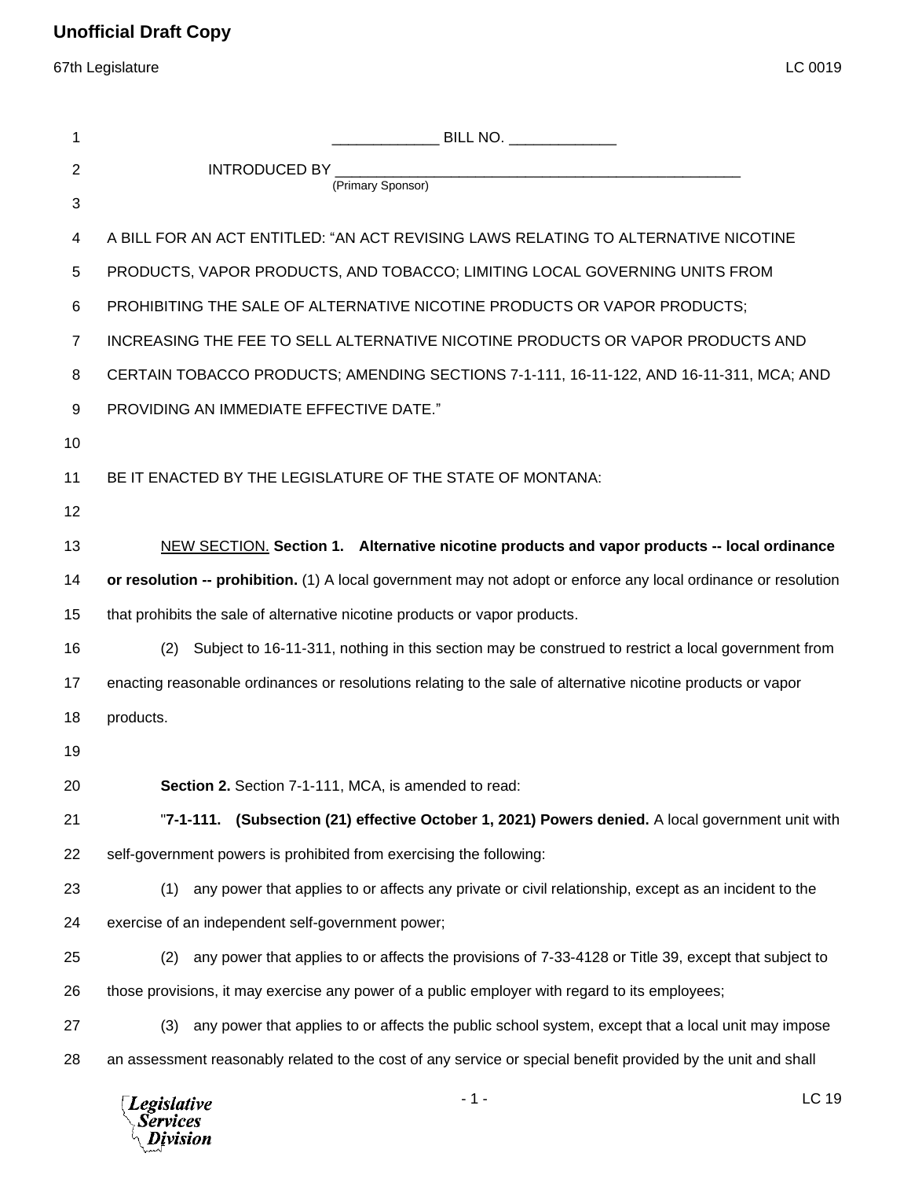**Unofficial Draft Copy**

67th Legislature LC 0019

_____________ BILL NO. _____________

INTRODUCED BY ____________________________________________________
(Primary Sponsor)

A BILL FOR AN ACT ENTITLED: "AN ACT REVISING LAWS RELATING TO ALTERNATIVE NICOTINE PRODUCTS, VAPOR PRODUCTS, AND TOBACCO; LIMITING LOCAL GOVERNING UNITS FROM PROHIBITING THE SALE OF ALTERNATIVE NICOTINE PRODUCTS OR VAPOR PRODUCTS; INCREASING THE FEE TO SELL ALTERNATIVE NICOTINE PRODUCTS OR VAPOR PRODUCTS AND CERTAIN TOBACCO PRODUCTS; AMENDING SECTIONS 7-1-111, 16-11-122, AND 16-11-311, MCA; AND PROVIDING AN IMMEDIATE EFFECTIVE DATE."

BE IT ENACTED BY THE LEGISLATURE OF THE STATE OF MONTANA:

NEW SECTION. **Section 1. Alternative nicotine products and vapor products -- local ordinance or resolution -- prohibition.** (1) A local government may not adopt or enforce any local ordinance or resolution that prohibits the sale of alternative nicotine products or vapor products.

(2) Subject to 16-11-311, nothing in this section may be construed to restrict a local government from enacting reasonable ordinances or resolutions relating to the sale of alternative nicotine products or vapor products.

**Section 2.** Section 7-1-111, MCA, is amended to read:

"**7-1-111. (Subsection (21) effective October 1, 2021) Powers denied.** A local government unit with self-government powers is prohibited from exercising the following:

(1) any power that applies to or affects any private or civil relationship, except as an incident to the exercise of an independent self-government power;

(2) any power that applies to or affects the provisions of 7-33-4128 or Title 39, except that subject to those provisions, it may exercise any power of a public employer with regard to its employees;

(3) any power that applies to or affects the public school system, except that a local unit may impose an assessment reasonably related to the cost of any service or special benefit provided by the unit and shall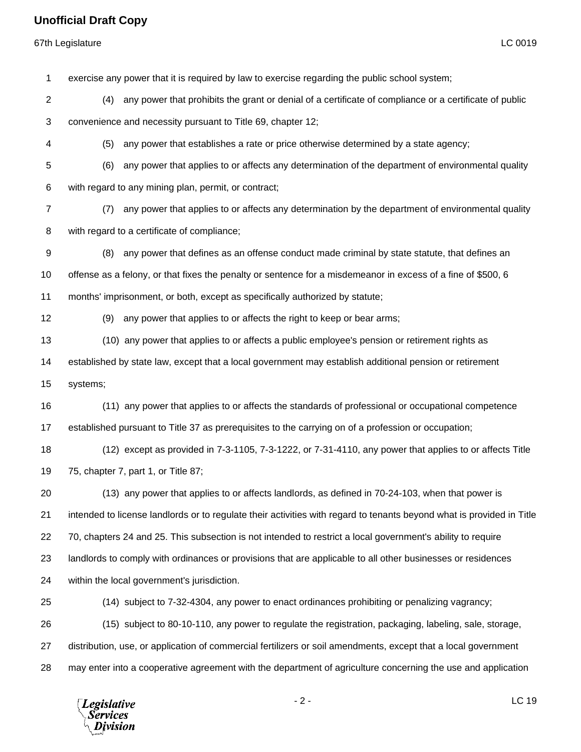exercise any power that it is required by law to exercise regarding the public school system;

(4) any power that prohibits the grant or denial of a certificate of compliance or a certificate of public convenience and necessity pursuant to Title 69, chapter 12;

(5) any power that establishes a rate or price otherwise determined by a state agency;

(6) any power that applies to or affects any determination of the department of environmental quality with regard to any mining plan, permit, or contract;

(7) any power that applies to or affects any determination by the department of environmental quality with regard to a certificate of compliance;

(8) any power that defines as an offense conduct made criminal by state statute, that defines an offense as a felony, or that fixes the penalty or sentence for a misdemeanor in excess of a fine of $500, 6 months' imprisonment, or both, except as specifically authorized by statute;

(9) any power that applies to or affects the right to keep or bear arms;

(10) any power that applies to or affects a public employee's pension or retirement rights as established by state law, except that a local government may establish additional pension or retirement systems;

(11) any power that applies to or affects the standards of professional or occupational competence established pursuant to Title 37 as prerequisites to the carrying on of a profession or occupation;

(12) except as provided in 7-3-1105, 7-3-1222, or 7-31-4110, any power that applies to or affects Title 75, chapter 7, part 1, or Title 87;

(13) any power that applies to or affects landlords, as defined in 70-24-103, when that power is intended to license landlords or to regulate their activities with regard to tenants beyond what is provided in Title 70, chapters 24 and 25. This subsection is not intended to restrict a local government's ability to require landlords to comply with ordinances or provisions that are applicable to all other businesses or residences within the local government's jurisdiction.

(14) subject to 7-32-4304, any power to enact ordinances prohibiting or penalizing vagrancy;

(15) subject to 80-10-110, any power to regulate the registration, packaging, labeling, sale, storage, distribution, use, or application of commercial fertilizers or soil amendments, except that a local government may enter into a cooperative agreement with the department of agriculture concerning the use and application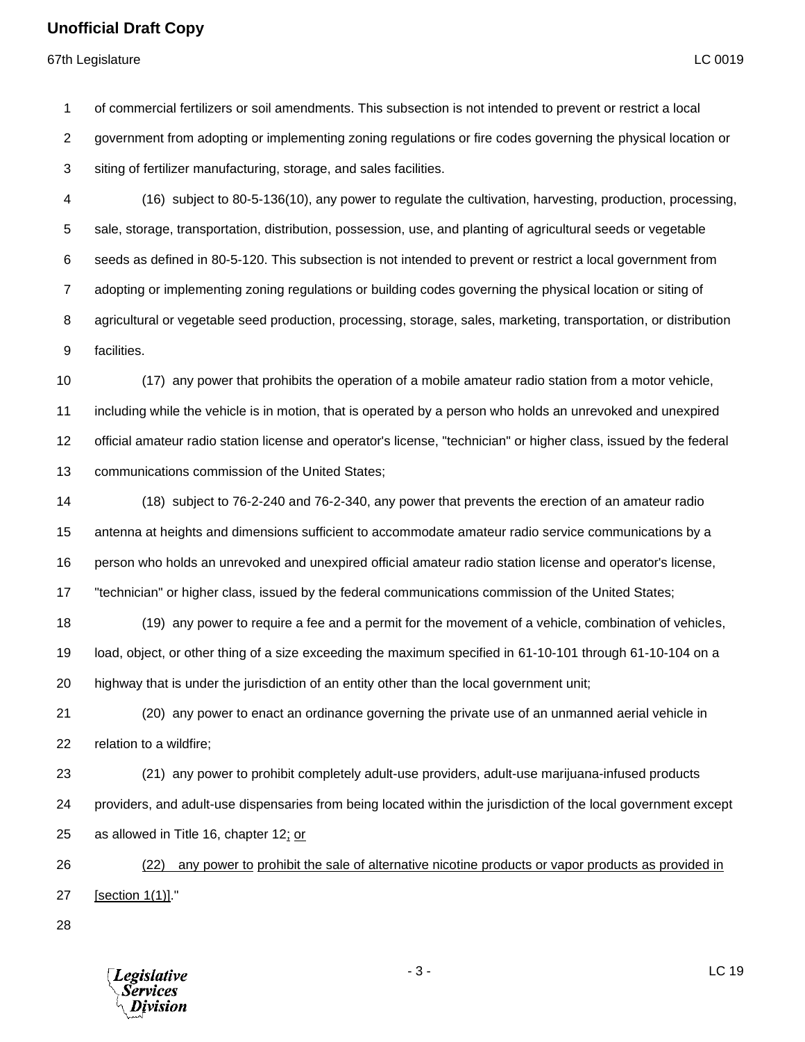of commercial fertilizers or soil amendments. This subsection is not intended to prevent or restrict a local government from adopting or implementing zoning regulations or fire codes governing the physical location or siting of fertilizer manufacturing, storage, and sales facilities.

(16) subject to 80-5-136(10), any power to regulate the cultivation, harvesting, production, processing, sale, storage, transportation, distribution, possession, use, and planting of agricultural seeds or vegetable seeds as defined in 80-5-120. This subsection is not intended to prevent or restrict a local government from adopting or implementing zoning regulations or building codes governing the physical location or siting of agricultural or vegetable seed production, processing, storage, sales, marketing, transportation, or distribution facilities.

(17) any power that prohibits the operation of a mobile amateur radio station from a motor vehicle, including while the vehicle is in motion, that is operated by a person who holds an unrevoked and unexpired official amateur radio station license and operator's license, "technician" or higher class, issued by the federal communications commission of the United States;

(18) subject to 76-2-240 and 76-2-340, any power that prevents the erection of an amateur radio antenna at heights and dimensions sufficient to accommodate amateur radio service communications by a person who holds an unrevoked and unexpired official amateur radio station license and operator's license, "technician" or higher class, issued by the federal communications commission of the United States;

(19) any power to require a fee and a permit for the movement of a vehicle, combination of vehicles, load, object, or other thing of a size exceeding the maximum specified in 61-10-101 through 61-10-104 on a highway that is under the jurisdiction of an entity other than the local government unit;

(20) any power to enact an ordinance governing the private use of an unmanned aerial vehicle in relation to a wildfire;

(21) any power to prohibit completely adult-use providers, adult-use marijuana-infused products providers, and adult-use dispensaries from being located within the jurisdiction of the local government except as allowed in Title 16, chapter 12<u>; or</u>

<u>(22) any power to</u> <u>prohibit the sale of alternative nicotine products or vapor products as provided in [section 1(1)]</u>."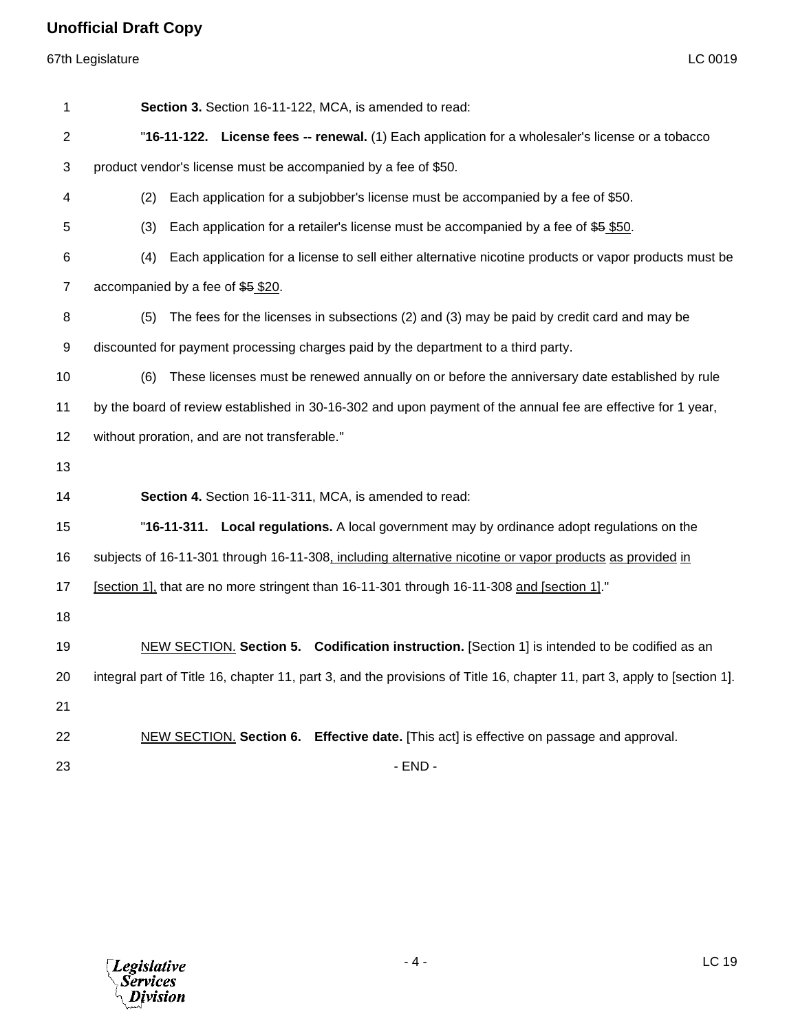**Section 3.** Section 16-11-122, MCA, is amended to read:

"**16-11-122. License fees -- renewal.** (1) Each application for a wholesaler's license or a tobacco product vendor's license must be accompanied by a fee of $50.

(2) Each application for a subjobber's license must be accompanied by a fee of $50.

(3) Each application for a retailer's license must be accompanied by a fee of ~~$5~~ <u>$50</u>.

(4) Each application for a license to sell either alternative nicotine products or vapor products must be accompanied by a fee of ~~$5~~ <u>$20</u>.

(5) The fees for the licenses in subsections (2) and (3) may be paid by credit card and may be discounted for payment processing charges paid by the department to a third party.

(6) These licenses must be renewed annually on or before the anniversary date established by rule by the board of review established in 30-16-302 and upon payment of the annual fee are effective for 1 year, without proration, and are not transferable."

**Section 4.** Section 16-11-311, MCA, is amended to read:

"**16-11-311. Local regulations.** A local government may by ordinance adopt regulations on the subjects of 16-11-301 through 16-11-308<u>, including alternative nicotine or vapor products as provided in [section 1],</u> that are no more stringent than 16-11-301 through 16-11-308 <u>and [section 1]</u>."

<u>NEW SECTION.</u> **Section 5. Codification instruction.** [Section 1] is intended to be codified as an integral part of Title 16, chapter 11, part 3, and the provisions of Title 16, chapter 11, part 3, apply to [section 1].

<u>NEW SECTION.</u> **Section 6. Effective date.** [This act] is effective on passage and approval.

\- END -